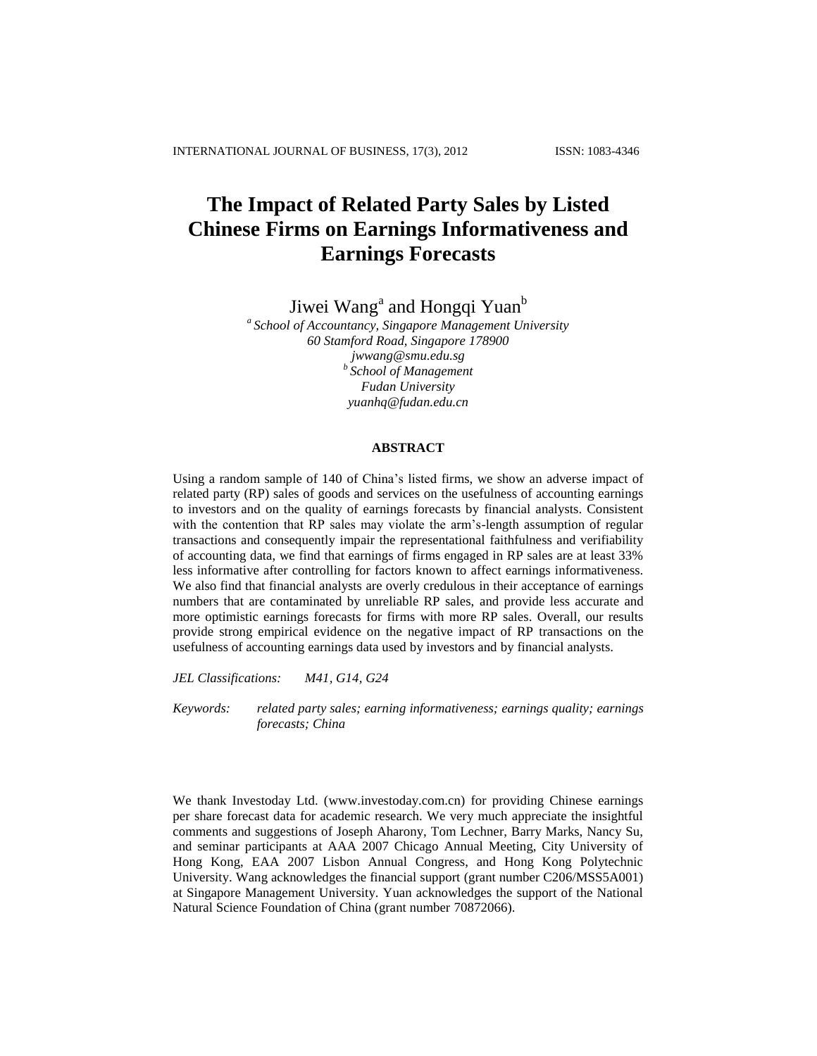# The Impact of Related Party Sales by Listed Chinese Firms on Earnings Informativeness and Earnings Forecasts

Jiwei Wang[a] and Hongqi Yuan[b]

[a] *School of Accountancy, Singapore Management University*
*60 Stamford Road, Singapore 178900*
*jwwang@smu.edu.sg*
[b] *School of Management*
*Fudan University*
*yuanhq@fudan.edu.cn*

## ABSTRACT

Using a random sample of 140 of China's listed firms, we show an adverse impact of related party (RP) sales of goods and services on the usefulness of accounting earnings to investors and on the quality of earnings forecasts by financial analysts. Consistent with the contention that RP sales may violate the arm's-length assumption of regular transactions and consequently impair the representational faithfulness and verifiability of accounting data, we find that earnings of firms engaged in RP sales are at least 33% less informative after controlling for factors known to affect earnings informativeness. We also find that financial analysts are overly credulous in their acceptance of earnings numbers that are contaminated by unreliable RP sales, and provide less accurate and more optimistic earnings forecasts for firms with more RP sales. Overall, our results provide strong empirical evidence on the negative impact of RP transactions on the usefulness of accounting earnings data used by investors and by financial analysts.

*JEL Classifications:* *M41, G14, G24*

*Keywords:* *related party sales; earning informativeness; earnings quality; earnings forecasts; China*

We thank Investoday Ltd. (www.investoday.com.cn) for providing Chinese earnings per share forecast data for academic research. We very much appreciate the insightful comments and suggestions of Joseph Aharony, Tom Lechner, Barry Marks, Nancy Su, and seminar participants at AAA 2007 Chicago Annual Meeting, City University of Hong Kong, EAA 2007 Lisbon Annual Congress, and Hong Kong Polytechnic University. Wang acknowledges the financial support (grant number C206/MSS5A001) at Singapore Management University. Yuan acknowledges the support of the National Natural Science Foundation of China (grant number 70872066).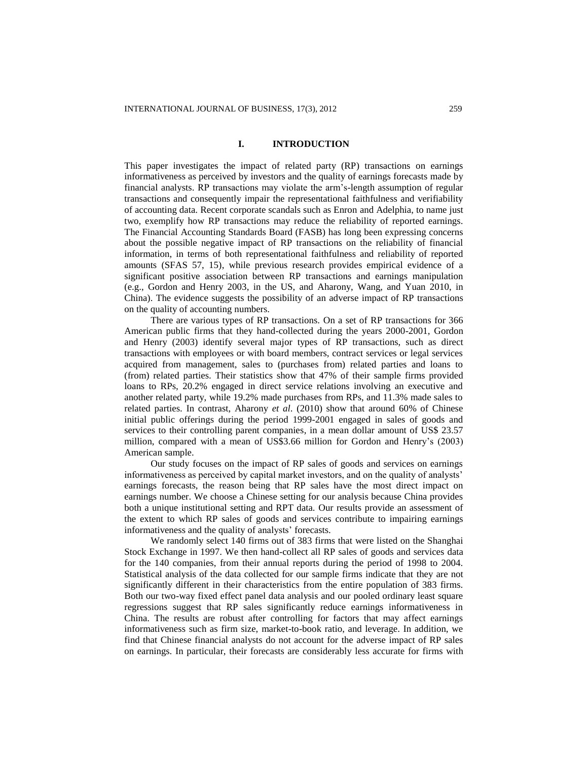## I. INTRODUCTION

This paper investigates the impact of related party (RP) transactions on earnings informativeness as perceived by investors and the quality of earnings forecasts made by financial analysts. RP transactions may violate the arm's-length assumption of regular transactions and consequently impair the representational faithfulness and verifiability of accounting data. Recent corporate scandals such as Enron and Adelphia, to name just two, exemplify how RP transactions may reduce the reliability of reported earnings. The Financial Accounting Standards Board (FASB) has long been expressing concerns about the possible negative impact of RP transactions on the reliability of financial information, in terms of both representational faithfulness and reliability of reported amounts (SFAS 57, 15), while previous research provides empirical evidence of a significant positive association between RP transactions and earnings manipulation (e.g., Gordon and Henry 2003, in the US, and Aharony, Wang, and Yuan 2010, in China). The evidence suggests the possibility of an adverse impact of RP transactions on the quality of accounting numbers.

There are various types of RP transactions. On a set of RP transactions for 366 American public firms that they hand-collected during the years 2000-2001, Gordon and Henry (2003) identify several major types of RP transactions, such as direct transactions with employees or with board members, contract services or legal services acquired from management, sales to (purchases from) related parties and loans to (from) related parties. Their statistics show that 47% of their sample firms provided loans to RPs, 20.2% engaged in direct service relations involving an executive and another related party, while 19.2% made purchases from RPs, and 11.3% made sales to related parties. In contrast, Aharony *et al*. (2010) show that around 60% of Chinese initial public offerings during the period 1999-2001 engaged in sales of goods and services to their controlling parent companies, in a mean dollar amount of US$ 23.57 million, compared with a mean of US$3.66 million for Gordon and Henry's (2003) American sample.

Our study focuses on the impact of RP sales of goods and services on earnings informativeness as perceived by capital market investors, and on the quality of analysts' earnings forecasts, the reason being that RP sales have the most direct impact on earnings number. We choose a Chinese setting for our analysis because China provides both a unique institutional setting and RPT data. Our results provide an assessment of the extent to which RP sales of goods and services contribute to impairing earnings informativeness and the quality of analysts' forecasts.

We randomly select 140 firms out of 383 firms that were listed on the Shanghai Stock Exchange in 1997. We then hand-collect all RP sales of goods and services data for the 140 companies, from their annual reports during the period of 1998 to 2004. Statistical analysis of the data collected for our sample firms indicate that they are not significantly different in their characteristics from the entire population of 383 firms. Both our two-way fixed effect panel data analysis and our pooled ordinary least square regressions suggest that RP sales significantly reduce earnings informativeness in China. The results are robust after controlling for factors that may affect earnings informativeness such as firm size, market-to-book ratio, and leverage. In addition, we find that Chinese financial analysts do not account for the adverse impact of RP sales on earnings. In particular, their forecasts are considerably less accurate for firms with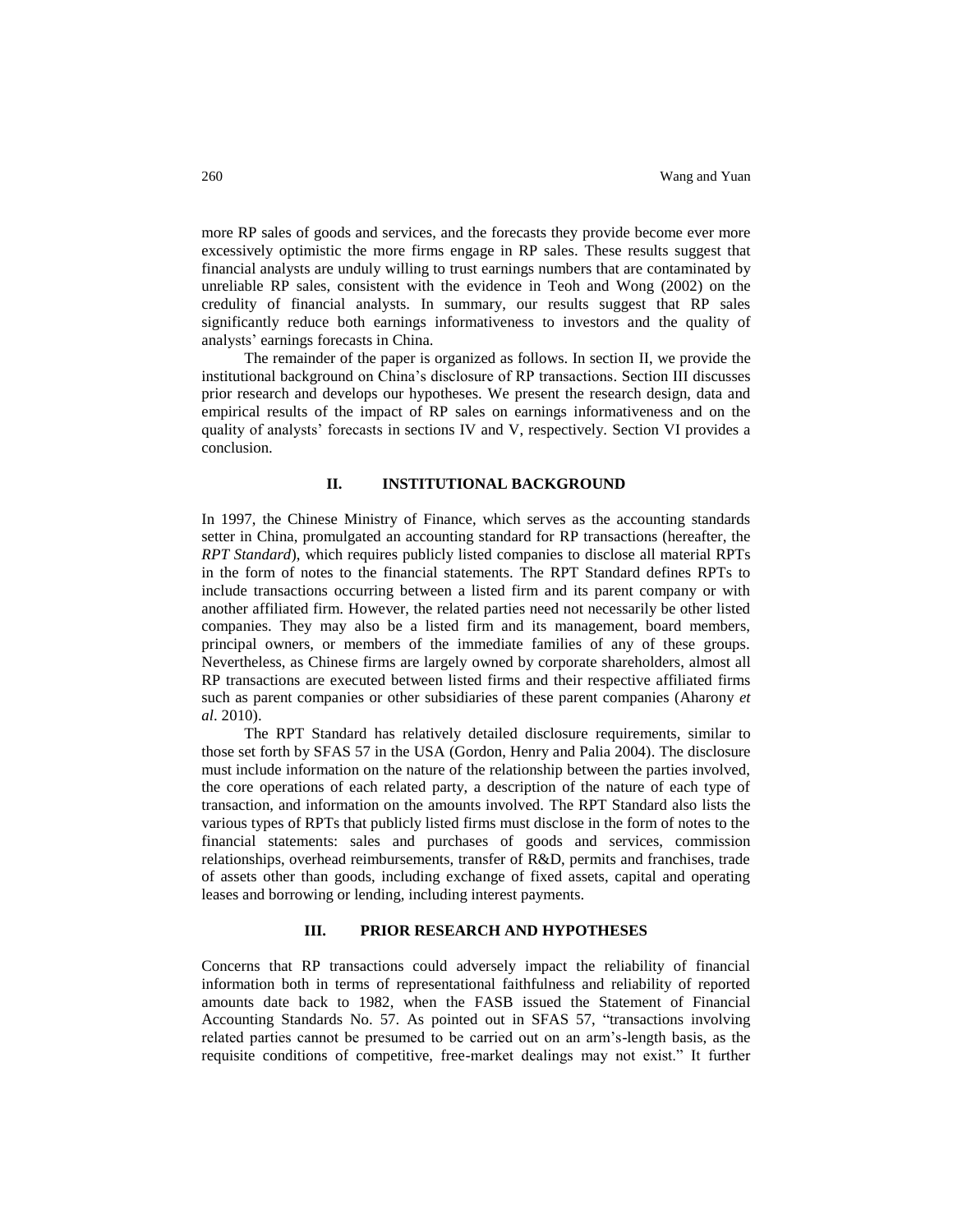more RP sales of goods and services, and the forecasts they provide become ever more excessively optimistic the more firms engage in RP sales. These results suggest that financial analysts are unduly willing to trust earnings numbers that are contaminated by unreliable RP sales, consistent with the evidence in Teoh and Wong (2002) on the credulity of financial analysts. In summary, our results suggest that RP sales significantly reduce both earnings informativeness to investors and the quality of analysts' earnings forecasts in China.

The remainder of the paper is organized as follows. In section II, we provide the institutional background on China's disclosure of RP transactions. Section III discusses prior research and develops our hypotheses. We present the research design, data and empirical results of the impact of RP sales on earnings informativeness and on the quality of analysts' forecasts in sections IV and V, respectively. Section VI provides a conclusion.

## II. INSTITUTIONAL BACKGROUND

In 1997, the Chinese Ministry of Finance, which serves as the accounting standards setter in China, promulgated an accounting standard for RP transactions (hereafter, the *RPT Standard*), which requires publicly listed companies to disclose all material RPTs in the form of notes to the financial statements. The RPT Standard defines RPTs to include transactions occurring between a listed firm and its parent company or with another affiliated firm. However, the related parties need not necessarily be other listed companies. They may also be a listed firm and its management, board members, principal owners, or members of the immediate families of any of these groups. Nevertheless, as Chinese firms are largely owned by corporate shareholders, almost all RP transactions are executed between listed firms and their respective affiliated firms such as parent companies or other subsidiaries of these parent companies (Aharony *et al*. 2010).

The RPT Standard has relatively detailed disclosure requirements, similar to those set forth by SFAS 57 in the USA (Gordon, Henry and Palia 2004). The disclosure must include information on the nature of the relationship between the parties involved, the core operations of each related party, a description of the nature of each type of transaction, and information on the amounts involved. The RPT Standard also lists the various types of RPTs that publicly listed firms must disclose in the form of notes to the financial statements: sales and purchases of goods and services, commission relationships, overhead reimbursements, transfer of R&D, permits and franchises, trade of assets other than goods, including exchange of fixed assets, capital and operating leases and borrowing or lending, including interest payments.

## III. PRIOR RESEARCH AND HYPOTHESES

Concerns that RP transactions could adversely impact the reliability of financial information both in terms of representational faithfulness and reliability of reported amounts date back to 1982, when the FASB issued the Statement of Financial Accounting Standards No. 57. As pointed out in SFAS 57, "transactions involving related parties cannot be presumed to be carried out on an arm's-length basis, as the requisite conditions of competitive, free-market dealings may not exist." It further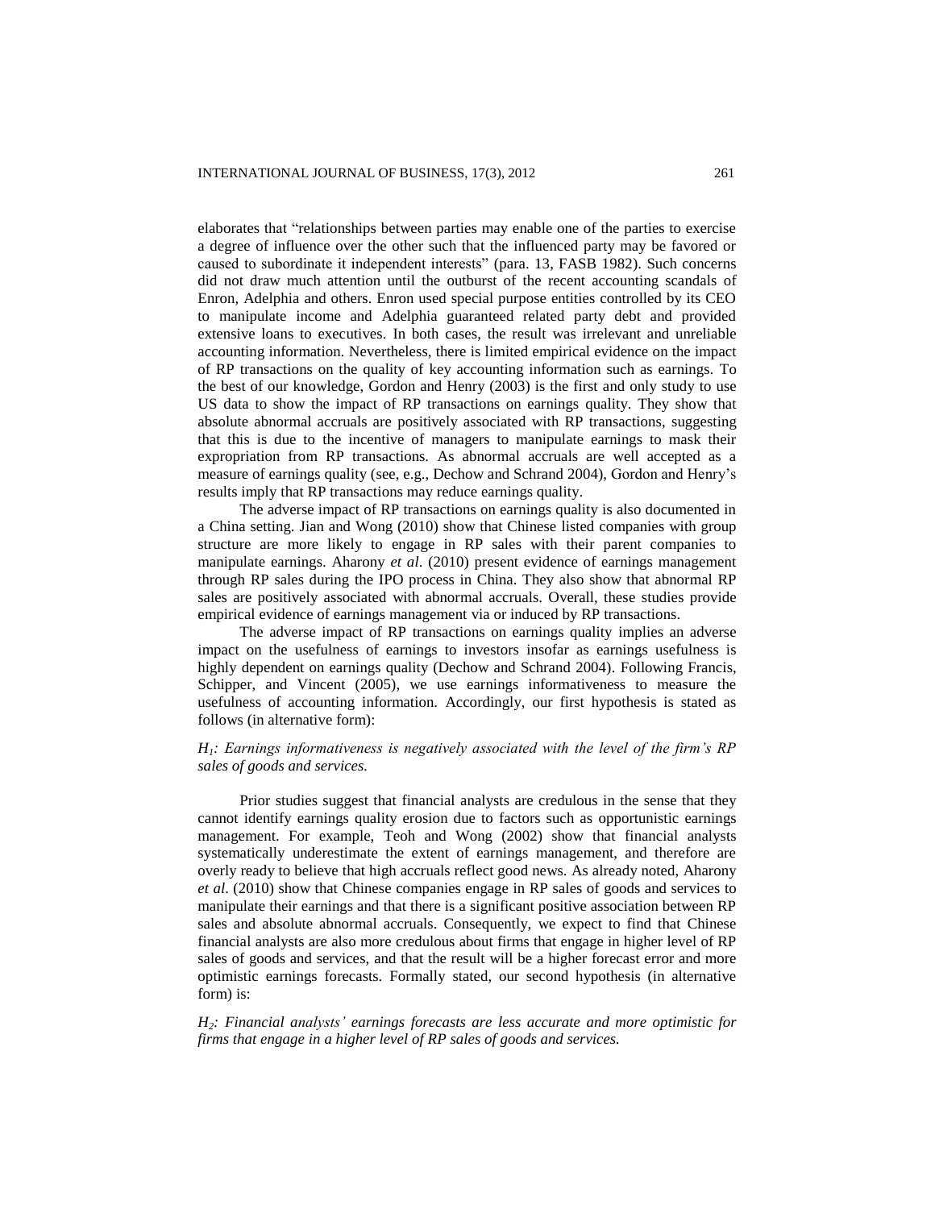elaborates that "relationships between parties may enable one of the parties to exercise a degree of influence over the other such that the influenced party may be favored or caused to subordinate it independent interests" (para. 13, FASB 1982). Such concerns did not draw much attention until the outburst of the recent accounting scandals of Enron, Adelphia and others. Enron used special purpose entities controlled by its CEO to manipulate income and Adelphia guaranteed related party debt and provided extensive loans to executives. In both cases, the result was irrelevant and unreliable accounting information. Nevertheless, there is limited empirical evidence on the impact of RP transactions on the quality of key accounting information such as earnings. To the best of our knowledge, Gordon and Henry (2003) is the first and only study to use US data to show the impact of RP transactions on earnings quality. They show that absolute abnormal accruals are positively associated with RP transactions, suggesting that this is due to the incentive of managers to manipulate earnings to mask their expropriation from RP transactions. As abnormal accruals are well accepted as a measure of earnings quality (see, e.g., Dechow and Schrand 2004), Gordon and Henry's results imply that RP transactions may reduce earnings quality.

The adverse impact of RP transactions on earnings quality is also documented in a China setting. Jian and Wong (2010) show that Chinese listed companies with group structure are more likely to engage in RP sales with their parent companies to manipulate earnings. Aharony *et al*. (2010) present evidence of earnings management through RP sales during the IPO process in China. They also show that abnormal RP sales are positively associated with abnormal accruals. Overall, these studies provide empirical evidence of earnings management via or induced by RP transactions.

The adverse impact of RP transactions on earnings quality implies an adverse impact on the usefulness of earnings to investors insofar as earnings usefulness is highly dependent on earnings quality (Dechow and Schrand 2004). Following Francis, Schipper, and Vincent (2005), we use earnings informativeness to measure the usefulness of accounting information. Accordingly, our first hypothesis is stated as follows (in alternative form):

*$H_1$: Earnings informativeness is negatively associated with the level of the firm's RP sales of goods and services.*

Prior studies suggest that financial analysts are credulous in the sense that they cannot identify earnings quality erosion due to factors such as opportunistic earnings management. For example, Teoh and Wong (2002) show that financial analysts systematically underestimate the extent of earnings management, and therefore are overly ready to believe that high accruals reflect good news. As already noted, Aharony *et al*. (2010) show that Chinese companies engage in RP sales of goods and services to manipulate their earnings and that there is a significant positive association between RP sales and absolute abnormal accruals. Consequently, we expect to find that Chinese financial analysts are also more credulous about firms that engage in higher level of RP sales of goods and services, and that the result will be a higher forecast error and more optimistic earnings forecasts. Formally stated, our second hypothesis (in alternative form) is:

*$H_2$: Financial analysts' earnings forecasts are less accurate and more optimistic for firms that engage in a higher level of RP sales of goods and services.*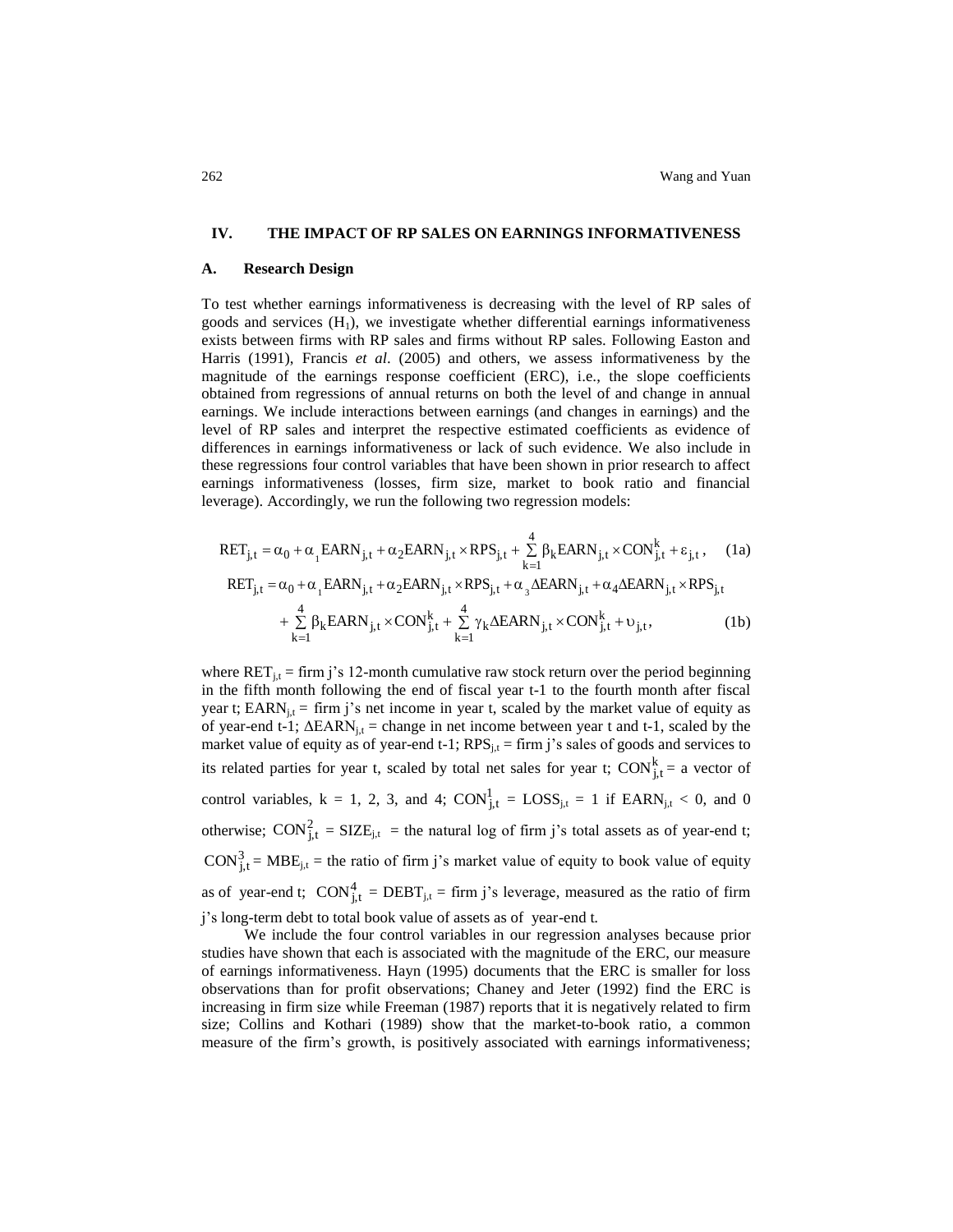## IV. THE IMPACT OF RP SALES ON EARNINGS INFORMATIVENESS

### A. Research Design

To test whether earnings informativeness is decreasing with the level of RP sales of goods and services ($H_1$), we investigate whether differential earnings informativeness exists between firms with RP sales and firms without RP sales. Following Easton and Harris (1991), Francis *et al*. (2005) and others, we assess informativeness by the magnitude of the earnings response coefficient (ERC), i.e., the slope coefficients obtained from regressions of annual returns on both the level of and change in annual earnings. We include interactions between earnings (and changes in earnings) and the level of RP sales and interpret the respective estimated coefficients as evidence of differences in earnings informativeness or lack of such evidence. We also include in these regressions four control variables that have been shown in prior research to affect earnings informativeness (losses, firm size, market to book ratio and financial leverage). Accordingly, we run the following two regression models:

$$RET_{j,t} = \alpha_0 + \alpha_1 EARN_{j,t} + \alpha_2 EARN_{j,t} \times RPS_{j,t} + \sum_{k=1}^{4} \beta_k EARN_{j,t} \times CON_{j,t}^{k} + \varepsilon_{j,t}, \quad (1a)$$

$$RET_{j,t} = \alpha_0 + \alpha_1 EARN_{j,t} + \alpha_2 EARN_{j,t} \times RPS_{j,t} + \alpha_3 \Delta EARN_{j,t} + \alpha_4 \Delta EARN_{j,t} \times RPS_{j,t} + \sum_{k=1}^{4} \beta_k EARN_{j,t} \times CON_{j,t}^{k} + \sum_{k=1}^{4} \gamma_k \Delta EARN_{j,t} \times CON_{j,t}^{k} + \upsilon_{j,t}, \quad (1b)$$

where $RET_{j,t}$ = firm j's 12-month cumulative raw stock return over the period beginning in the fifth month following the end of fiscal year t-1 to the fourth month after fiscal year t; $EARN_{j,t}$ = firm j's net income in year t, scaled by the market value of equity as of year-end t-1; $\Delta EARN_{j,t}$ = change in net income between year t and t-1, scaled by the market value of equity as of year-end t-1; $RPS_{j,t}$ = firm j's sales of goods and services to its related parties for year t, scaled by total net sales for year t; $CON_{j,t}^{k}$ = a vector of control variables, k = 1, 2, 3, and 4; $CON_{j,t}^{1}$ = $LOSS_{j,t}$ = 1 if $EARN_{j,t} < 0$, and 0 otherwise; $CON_{j,t}^{2}$ = $SIZE_{j,t}$ = the natural log of firm j's total assets as of year-end t; $CON_{j,t}^{3}$ = $MBE_{j,t}$ = the ratio of firm j's market value of equity to book value of equity as of year-end t; $CON_{j,t}^{4}$ = $DEBT_{j,t}$ = firm j's leverage, measured as the ratio of firm j's long-term debt to total book value of assets as of year-end t.

We include the four control variables in our regression analyses because prior studies have shown that each is associated with the magnitude of the ERC, our measure of earnings informativeness. Hayn (1995) documents that the ERC is smaller for loss observations than for profit observations; Chaney and Jeter (1992) find the ERC is increasing in firm size while Freeman (1987) reports that it is negatively related to firm size; Collins and Kothari (1989) show that the market-to-book ratio, a common measure of the firm's growth, is positively associated with earnings informativeness;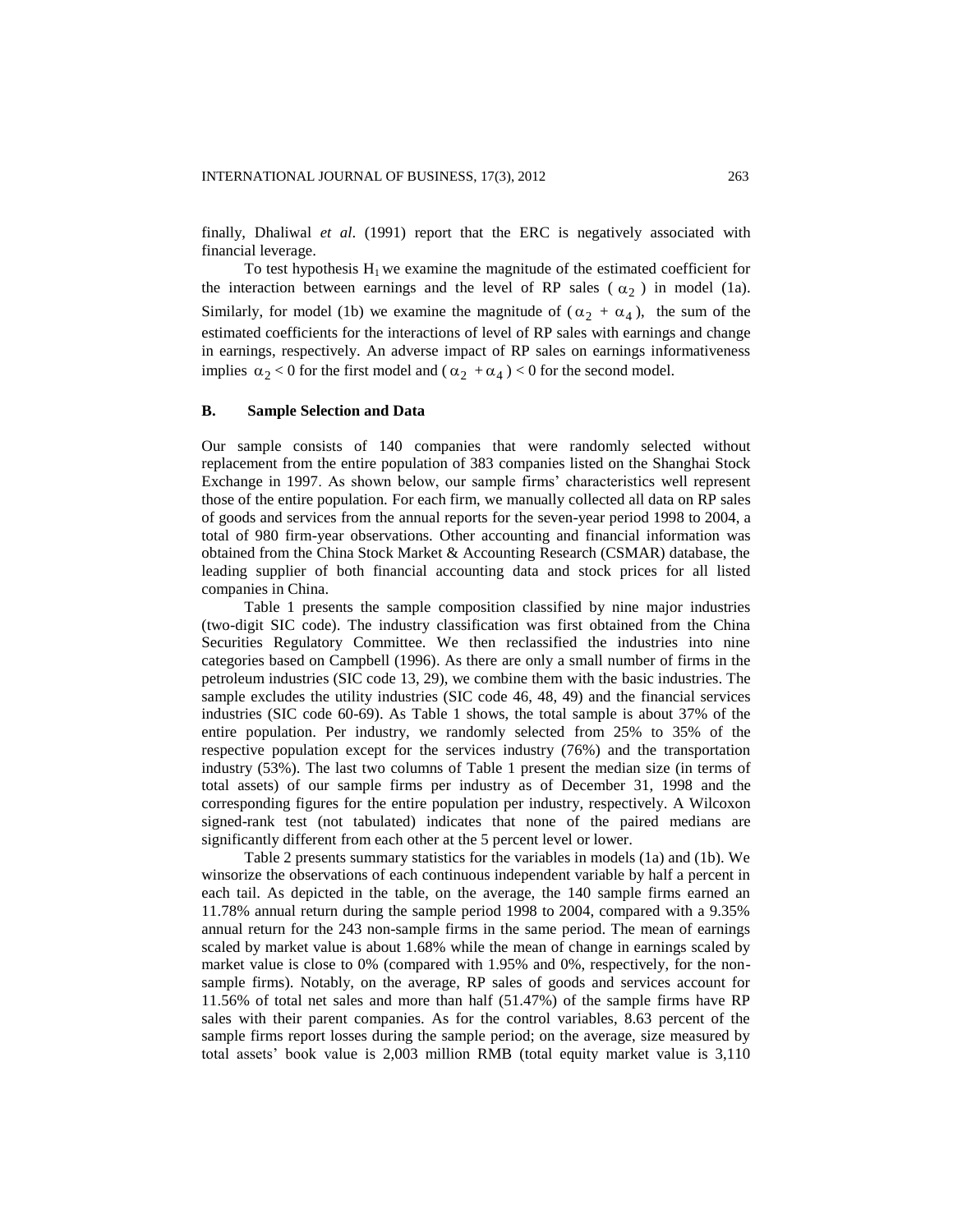finally, Dhaliwal *et al*. (1991) report that the ERC is negatively associated with financial leverage.

To test hypothesis $H_1$ we examine the magnitude of the estimated coefficient for the interaction between earnings and the level of RP sales ( $\alpha_2$ ) in model (1a). Similarly, for model (1b) we examine the magnitude of ( $\alpha_2 + \alpha_4$ ), the sum of the estimated coefficients for the interactions of level of RP sales with earnings and change in earnings, respectively. An adverse impact of RP sales on earnings informativeness implies $\alpha_2 < 0$ for the first model and ( $\alpha_2 + \alpha_4$ ) < 0 for the second model.

### B. Sample Selection and Data

Our sample consists of 140 companies that were randomly selected without replacement from the entire population of 383 companies listed on the Shanghai Stock Exchange in 1997. As shown below, our sample firms' characteristics well represent those of the entire population. For each firm, we manually collected all data on RP sales of goods and services from the annual reports for the seven-year period 1998 to 2004, a total of 980 firm-year observations. Other accounting and financial information was obtained from the China Stock Market & Accounting Research (CSMAR) database, the leading supplier of both financial accounting data and stock prices for all listed companies in China.

Table 1 presents the sample composition classified by nine major industries (two-digit SIC code). The industry classification was first obtained from the China Securities Regulatory Committee. We then reclassified the industries into nine categories based on Campbell (1996). As there are only a small number of firms in the petroleum industries (SIC code 13, 29), we combine them with the basic industries. The sample excludes the utility industries (SIC code 46, 48, 49) and the financial services industries (SIC code 60-69). As Table 1 shows, the total sample is about 37% of the entire population. Per industry, we randomly selected from 25% to 35% of the respective population except for the services industry (76%) and the transportation industry (53%). The last two columns of Table 1 present the median size (in terms of total assets) of our sample firms per industry as of December 31, 1998 and the corresponding figures for the entire population per industry, respectively. A Wilcoxon signed-rank test (not tabulated) indicates that none of the paired medians are significantly different from each other at the 5 percent level or lower.

Table 2 presents summary statistics for the variables in models (1a) and (1b). We winsorize the observations of each continuous independent variable by half a percent in each tail. As depicted in the table, on the average, the 140 sample firms earned an 11.78% annual return during the sample period 1998 to 2004, compared with a 9.35% annual return for the 243 non-sample firms in the same period. The mean of earnings scaled by market value is about 1.68% while the mean of change in earnings scaled by market value is close to 0% (compared with 1.95% and 0%, respectively, for the non-sample firms). Notably, on the average, RP sales of goods and services account for 11.56% of total net sales and more than half (51.47%) of the sample firms have RP sales with their parent companies. As for the control variables, 8.63 percent of the sample firms report losses during the sample period; on the average, size measured by total assets' book value is 2,003 million RMB (total equity market value is 3,110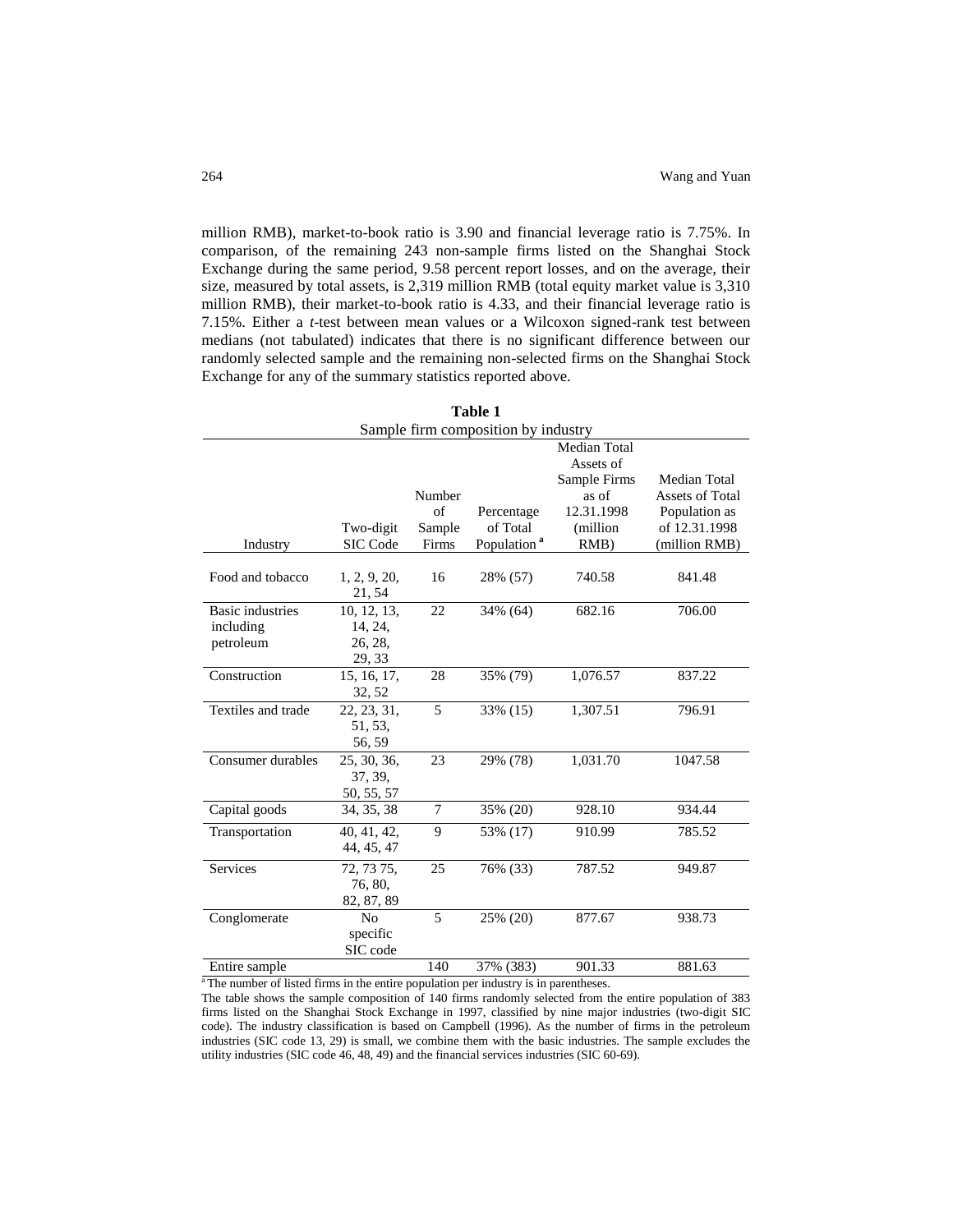million RMB), market-to-book ratio is 3.90 and financial leverage ratio is 7.75%. In comparison, of the remaining 243 non-sample firms listed on the Shanghai Stock Exchange during the same period, 9.58 percent report losses, and on the average, their size, measured by total assets, is 2,319 million RMB (total equity market value is 3,310 million RMB), their market-to-book ratio is 4.33, and their financial leverage ratio is 7.15%. Either a *t*-test between mean values or a Wilcoxon signed-rank test between medians (not tabulated) indicates that there is no significant difference between our randomly selected sample and the remaining non-selected firms on the Shanghai Stock Exchange for any of the summary statistics reported above.

**Table 1**

Sample firm composition by industry

| Industry | Two-digit SIC Code | Number of Sample Firms | Percentage of Total Population [a] | Median Total Assets of Sample Firms as of 12.31.1998 (million RMB) | Median Total Assets of Total Population as of 12.31.1998 (million RMB) |
|---|---|---|---|---|---|
| Food and tobacco | 1, 2, 9, 20, 21, 54 | 16 | 28% (57) | 740.58 | 841.48 |
| Basic industries including petroleum | 10, 12, 13, 14, 24, 26, 28, 29, 33 | 22 | 34% (64) | 682.16 | 706.00 |
| Construction | 15, 16, 17, 32, 52 | 28 | 35% (79) | 1,076.57 | 837.22 |
| Textiles and trade | 22, 23, 31, 51, 53, 56, 59 | 5 | 33% (15) | 1,307.51 | 796.91 |
| Consumer durables | 25, 30, 36, 37, 39, 50, 55, 57 | 23 | 29% (78) | 1,031.70 | 1047.58 |
| Capital goods | 34, 35, 38 | 7 | 35% (20) | 928.10 | 934.44 |
| Transportation | 40, 41, 42, 44, 45, 47 | 9 | 53% (17) | 910.99 | 785.52 |
| Services | 72, 73 75, 76, 80, 82, 87, 89 | 25 | 76% (33) | 787.52 | 949.87 |
| Conglomerate | No specific SIC code | 5 | 25% (20) | 877.67 | 938.73 |
| Entire sample | | 140 | 37% (383) | 901.33 | 881.63 |

[a] The number of listed firms in the entire population per industry is in parentheses.

The table shows the sample composition of 140 firms randomly selected from the entire population of 383 firms listed on the Shanghai Stock Exchange in 1997, classified by nine major industries (two-digit SIC code). The industry classification is based on Campbell (1996). As the number of firms in the petroleum industries (SIC code 13, 29) is small, we combine them with the basic industries. The sample excludes the utility industries (SIC code 46, 48, 49) and the financial services industries (SIC 60-69).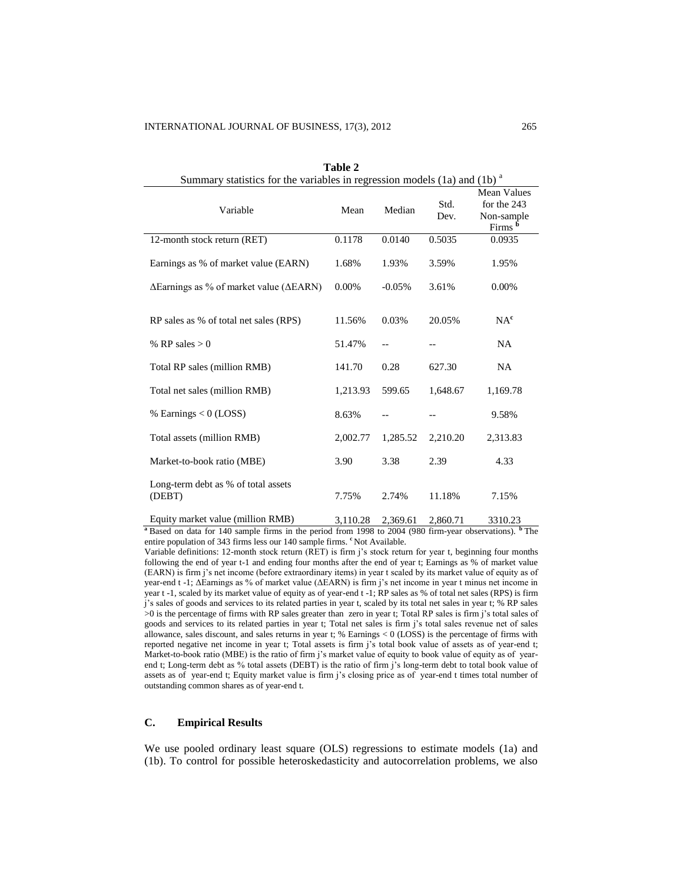**Table 2**

Summary statistics for the variables in regression models (1a) and (1b) [a]

| Variable | Mean | Median | Std. Dev. | Mean Values for the 243 Non-sample Firms [b] |
|---|---|---|---|---|
| 12-month stock return (RET) | 0.1178 | 0.0140 | 0.5035 | 0.0935 |
| Earnings as % of market value (EARN) | 1.68% | 1.93% | 3.59% | 1.95% |
| ΔEarnings as % of market value (ΔEARN) | 0.00% | -0.05% | 3.61% | 0.00% |
| RP sales as % of total net sales (RPS) | 11.56% | 0.03% | 20.05% | NA[c] |
| % RP sales > 0 | 51.47% | -- | -- | NA |
| Total RP sales (million RMB) | 141.70 | 0.28 | 627.30 | NA |
| Total net sales (million RMB) | 1,213.93 | 599.65 | 1,648.67 | 1,169.78 |
| % Earnings < 0 (LOSS) | 8.63% | -- | -- | 9.58% |
| Total assets (million RMB) | 2,002.77 | 1,285.52 | 2,210.20 | 2,313.83 |
| Market-to-book ratio (MBE) | 3.90 | 3.38 | 2.39 | 4.33 |
| Long-term debt as % of total assets (DEBT) | 7.75% | 2.74% | 11.18% | 7.15% |
| Equity market value (million RMB) | 3,110.28 | 2,369.61 | 2,860.71 | 3310.23 |

[a] Based on data for 140 sample firms in the period from 1998 to 2004 (980 firm-year observations). [b] The entire population of 343 firms less our 140 sample firms. [c] Not Available.

Variable definitions: 12-month stock return (RET) is firm j's stock return for year t, beginning four months following the end of year t-1 and ending four months after the end of year t; Earnings as % of market value (EARN) is firm j's net income (before extraordinary items) in year t scaled by its market value of equity as of year-end t -1; ΔEarnings as % of market value (ΔEARN) is firm j's net income in year t minus net income in year t -1, scaled by its market value of equity as of year-end t -1; RP sales as % of total net sales (RPS) is firm j's sales of goods and services to its related parties in year t, scaled by its total net sales in year t; % RP sales >0 is the percentage of firms with RP sales greater than zero in year t; Total RP sales is firm j's total sales of goods and services to its related parties in year t; Total net sales is firm j's total sales revenue net of sales allowance, sales discount, and sales returns in year t; % Earnings < 0 (LOSS) is the percentage of firms with reported negative net income in year t; Total assets is firm j's total book value of assets as of year-end t; Market-to-book ratio (MBE) is the ratio of firm j's market value of equity to book value of equity as of year-end t; Long-term debt as % total assets (DEBT) is the ratio of firm j's long-term debt to total book value of assets as of year-end t; Equity market value is firm j's closing price as of year-end t times total number of outstanding common shares as of year-end t.

### C. Empirical Results

We use pooled ordinary least square (OLS) regressions to estimate models (1a) and (1b). To control for possible heteroskedasticity and autocorrelation problems, we also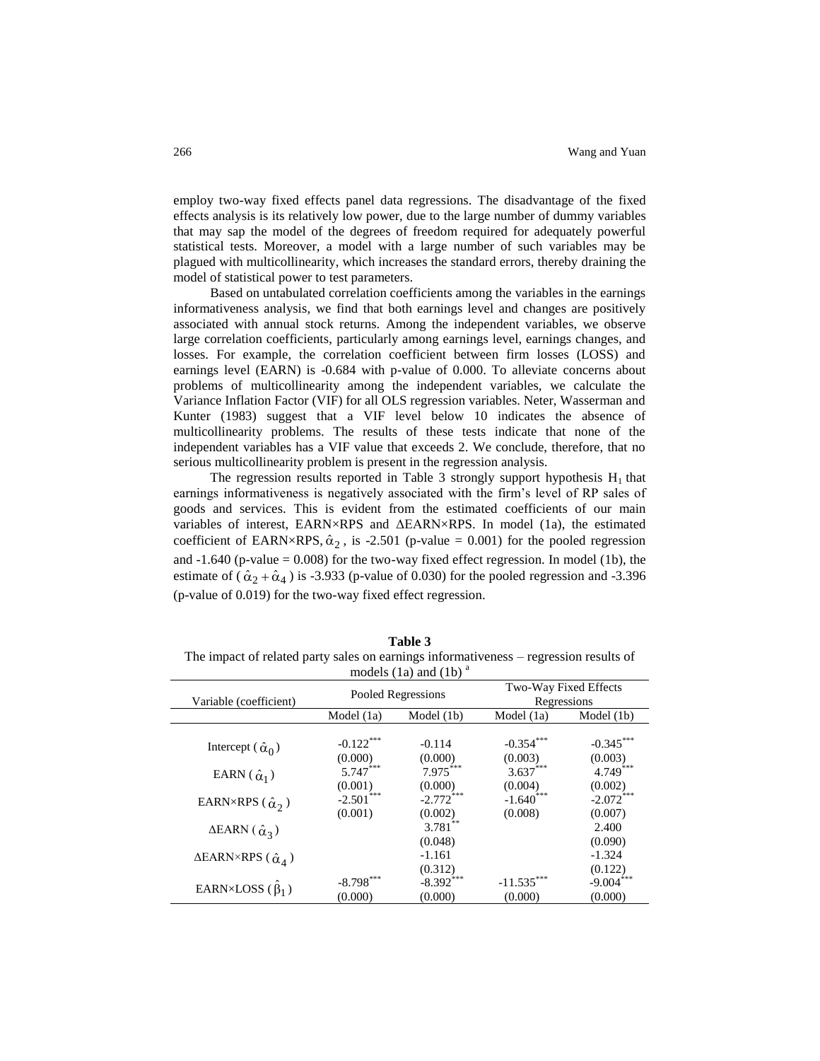employ two-way fixed effects panel data regressions. The disadvantage of the fixed effects analysis is its relatively low power, due to the large number of dummy variables that may sap the model of the degrees of freedom required for adequately powerful statistical tests. Moreover, a model with a large number of such variables may be plagued with multicollinearity, which increases the standard errors, thereby draining the model of statistical power to test parameters.

Based on untabulated correlation coefficients among the variables in the earnings informativeness analysis, we find that both earnings level and changes are positively associated with annual stock returns. Among the independent variables, we observe large correlation coefficients, particularly among earnings level, earnings changes, and losses. For example, the correlation coefficient between firm losses (LOSS) and earnings level (EARN) is -0.684 with p-value of 0.000. To alleviate concerns about problems of multicollinearity among the independent variables, we calculate the Variance Inflation Factor (VIF) for all OLS regression variables. Neter, Wasserman and Kunter (1983) suggest that a VIF level below 10 indicates the absence of multicollinearity problems. The results of these tests indicate that none of the independent variables has a VIF value that exceeds 2. We conclude, therefore, that no serious multicollinearity problem is present in the regression analysis.

The regression results reported in Table 3 strongly support hypothesis $H_1$ that earnings informativeness is negatively associated with the firm's level of RP sales of goods and services. This is evident from the estimated coefficients of our main variables of interest, EARN×RPS and ΔEARN×RPS. In model (1a), the estimated coefficient of EARN×RPS, $\hat{\alpha}_2$, is -2.501 (p-value = 0.001) for the pooled regression and -1.640 (p-value = 0.008) for the two-way fixed effect regression. In model (1b), the estimate of ($\hat{\alpha}_2 + \hat{\alpha}_4$) is -3.933 (p-value of 0.030) for the pooled regression and -3.396 (p-value of 0.019) for the two-way fixed effect regression.

**Table 3**
The impact of related party sales on earnings informativeness – regression results of models (1a) and (1b) [a]

| Variable (coefficient) | Pooled Regressions | | Two-Way Fixed Effects Regressions | |
|---|---|---|---|---|
| | Model (1a) | Model (1b) | Model (1a) | Model (1b) |
| Intercept ($\hat{\alpha}_0$) | -0.122*** | -0.114 | -0.354*** | -0.345*** |
| | (0.000) | (0.000) | (0.003) | (0.003) |
| EARN ($\hat{\alpha}_1$) | 5.747*** | 7.975*** | 3.637*** | 4.749*** |
| | (0.001) | (0.000) | (0.004) | (0.002) |
| EARN×RPS ($\hat{\alpha}_2$) | -2.501*** | -2.772*** | -1.640*** | -2.072*** |
| | (0.001) | (0.002) | (0.008) | (0.007) |
| ΔEARN ($\hat{\alpha}_3$) | | 3.781** | | 2.400 |
| | | (0.048) | | (0.090) |
| ΔEARN×RPS ($\hat{\alpha}_4$) | | -1.161 | | -1.324 |
| | | (0.312) | | (0.122) |
| EARN×LOSS ($\hat{\beta}_1$) | -8.798*** | -8.392*** | -11.535*** | -9.004*** |
| | (0.000) | (0.000) | (0.000) | (0.000) |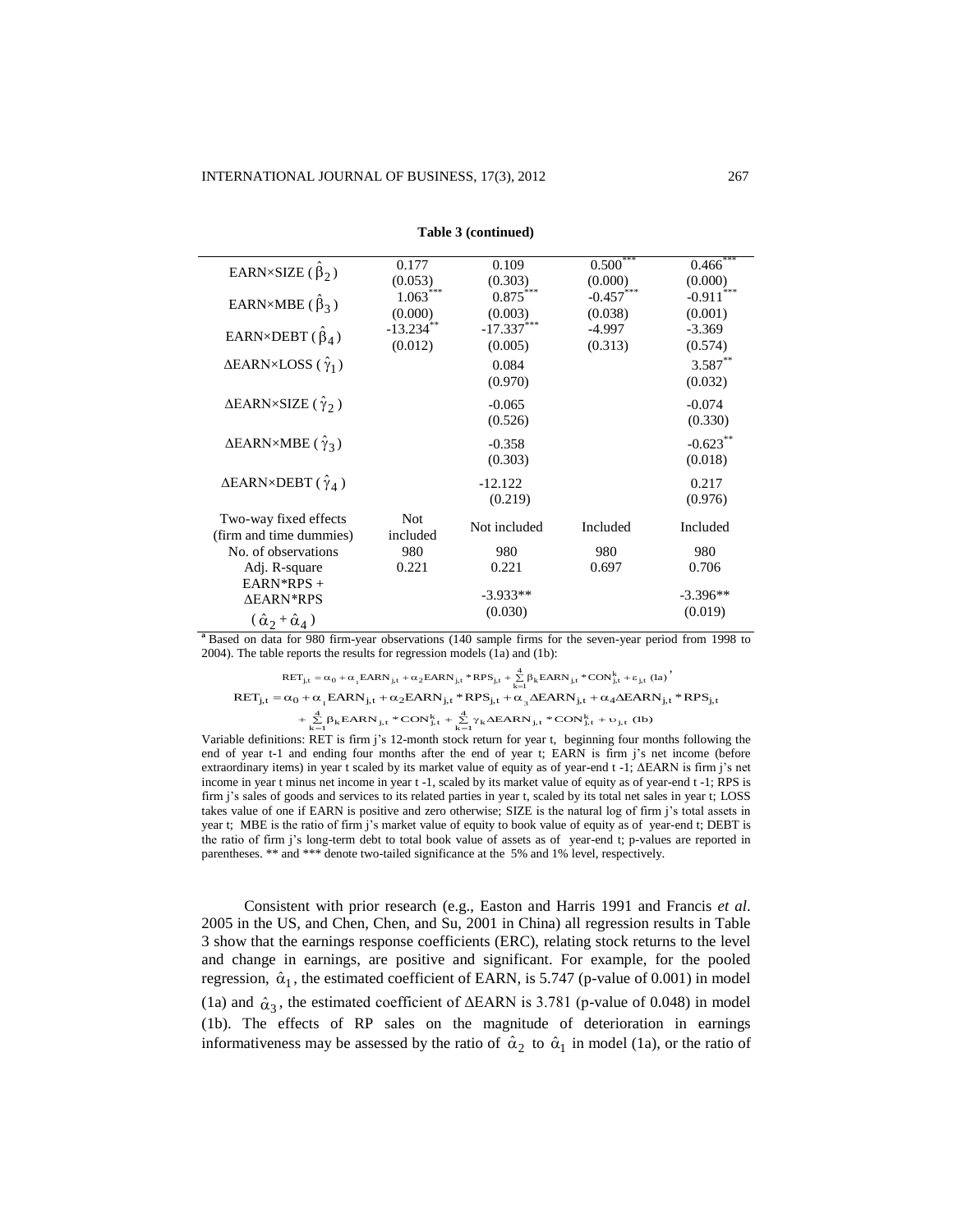**Table 3 (continued)**

| | | | | |
|---|---|---|---|---|
| EARN×SIZE ($\hat{\beta}_2$) | 0.177<br>(0.053) | 0.109<br>(0.303) | 0.500***<br>(0.000) | 0.466***<br>(0.000) |
| EARN×MBE ($\hat{\beta}_3$) | 1.063***<br>(0.000) | 0.875***<br>(0.003) | -0.457***<br>(0.038) | -0.911***<br>(0.001) |
| EARN×DEBT ($\hat{\beta}_4$) | -13.234**<br>(0.012) | -17.337***<br>(0.005) | -4.997<br>(0.313) | -3.369<br>(0.574) |
| ΔEARN×LOSS ($\hat{\gamma}_1$) | | 0.084<br>(0.970) | | 3.587**<br>(0.032) |
| ΔEARN×SIZE ($\hat{\gamma}_2$) | | -0.065<br>(0.526) | | -0.074<br>(0.330) |
| ΔEARN×MBE ($\hat{\gamma}_3$) | | -0.358<br>(0.303) | | -0.623**<br>(0.018) |
| ΔEARN×DEBT ($\hat{\gamma}_4$) | | -12.122<br>(0.219) | | 0.217<br>(0.976) |
| Two-way fixed effects (firm and time dummies) | Not included | Not included | Included | Included |
| No. of observations | 980 | 980 | 980 | 980 |
| Adj. R-square | 0.221 | 0.221 | 0.697 | 0.706 |
| EARN*RPS + ΔEARN*RPS ($\hat{\alpha}_2 + \hat{\alpha}_4$) | | -3.933**<br>(0.030) | | -3.396**<br>(0.019) |

[a] Based on data for 980 firm-year observations (140 sample firms for the seven-year period from 1998 to 2004). The table reports the results for regression models (1a) and (1b):

$$RET_{j,t} = \alpha_0 + \alpha_1 EARN_{j,t} + \alpha_2 EARN_{j,t} * RPS_{j,t} + \sum_{k=1}^{4} \beta_k EARN_{j,t} * CON_{j,t}^{k} + \varepsilon_{j,t} \text{ (1a)},$$

$$RET_{j,t} = \alpha_0 + \alpha_1 EARN_{j,t} + \alpha_2 EARN_{j,t} * RPS_{j,t} + \alpha_3 \Delta EARN_{j,t} + \alpha_4 \Delta EARN_{j,t} * RPS_{j,t}$$
$$+ \sum_{k=1}^{4} \beta_k EARN_{j,t} * CON_{j,t}^{k} + \sum_{k=1}^{4} \gamma_k \Delta EARN_{j,t} * CON_{j,t}^{k} + \upsilon_{j,t} \text{ (1b)}$$

Variable definitions: RET is firm j's 12-month stock return for year t, beginning four months following the end of year t-1 and ending four months after the end of year t; EARN is firm j's net income (before extraordinary items) in year t scaled by its market value of equity as of year-end t -1; ΔEARN is firm j's net income in year t minus net income in year t -1, scaled by its market value of equity as of year-end t -1; RPS is firm j's sales of goods and services to its related parties in year t, scaled by its total net sales in year t; LOSS takes value of one if EARN is positive and zero otherwise; SIZE is the natural log of firm j's total assets in year t; MBE is the ratio of firm j's market value of equity to book value of equity as of year-end t; DEBT is the ratio of firm j's long-term debt to total book value of assets as of year-end t; p-values are reported in parentheses. ** and *** denote two-tailed significance at the 5% and 1% level, respectively.

Consistent with prior research (e.g., Easton and Harris 1991 and Francis *et al*. 2005 in the US, and Chen, Chen, and Su, 2001 in China) all regression results in Table 3 show that the earnings response coefficients (ERC), relating stock returns to the level and change in earnings, are positive and significant. For example, for the pooled regression, $\hat{\alpha}_1$, the estimated coefficient of EARN, is 5.747 (p-value of 0.001) in model (1a) and $\hat{\alpha}_3$, the estimated coefficient of ΔEARN is 3.781 (p-value of 0.048) in model (1b). The effects of RP sales on the magnitude of deterioration in earnings informativeness may be assessed by the ratio of $\hat{\alpha}_2$ to $\hat{\alpha}_1$ in model (1a), or the ratio of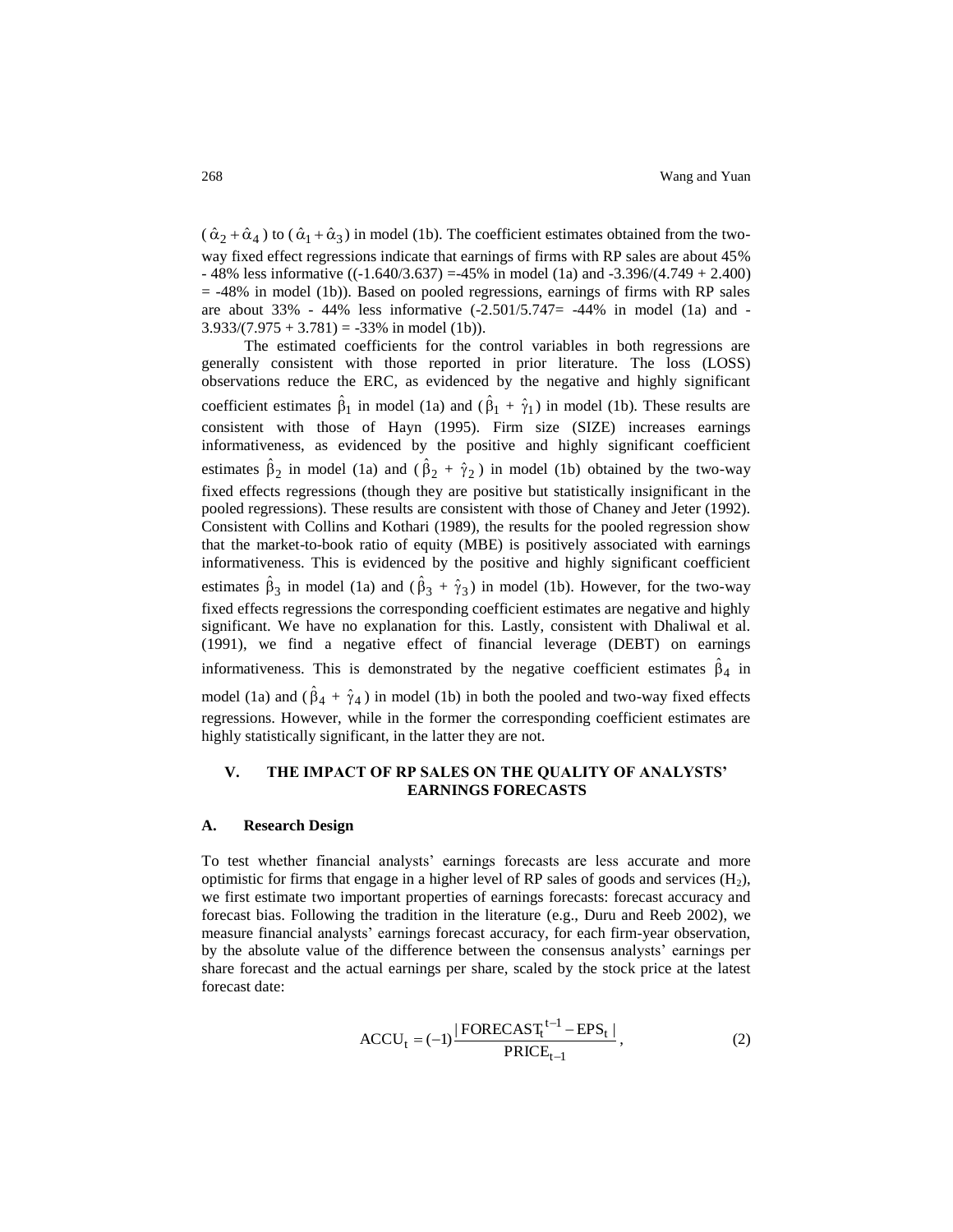$(\hat{\alpha}_2 + \hat{\alpha}_4)$ to $(\hat{\alpha}_1 + \hat{\alpha}_3)$ in model (1b). The coefficient estimates obtained from the two-way fixed effect regressions indicate that earnings of firms with RP sales are about 45% - 48% less informative ((-1.640/3.637) =-45% in model (1a) and -3.396/(4.749 + 2.400) = -48% in model (1b)). Based on pooled regressions, earnings of firms with RP sales are about 33% - 44% less informative (-2.501/5.747= -44% in model (1a) and -3.933/(7.975 + 3.781) = -33% in model (1b)).

The estimated coefficients for the control variables in both regressions are generally consistent with those reported in prior literature. The loss (LOSS) observations reduce the ERC, as evidenced by the negative and highly significant coefficient estimates $\hat{\beta}_1$ in model (1a) and $(\hat{\beta}_1 + \hat{\gamma}_1)$ in model (1b). These results are consistent with those of Hayn (1995). Firm size (SIZE) increases earnings informativeness, as evidenced by the positive and highly significant coefficient estimates $\hat{\beta}_2$ in model (1a) and $(\hat{\beta}_2 + \hat{\gamma}_2)$ in model (1b) obtained by the two-way fixed effects regressions (though they are positive but statistically insignificant in the pooled regressions). These results are consistent with those of Chaney and Jeter (1992). Consistent with Collins and Kothari (1989), the results for the pooled regression show that the market-to-book ratio of equity (MBE) is positively associated with earnings informativeness. This is evidenced by the positive and highly significant coefficient estimates $\hat{\beta}_3$ in model (1a) and $(\hat{\beta}_3 + \hat{\gamma}_3)$ in model (1b). However, for the two-way fixed effects regressions the corresponding coefficient estimates are negative and highly significant. We have no explanation for this. Lastly, consistent with Dhaliwal et al. (1991), we find a negative effect of financial leverage (DEBT) on earnings informativeness. This is demonstrated by the negative coefficient estimates $\hat{\beta}_4$ in model (1a) and $(\hat{\beta}_4 + \hat{\gamma}_4)$ in model (1b) in both the pooled and two-way fixed effects regressions. However, while in the former the corresponding coefficient estimates are highly statistically significant, in the latter they are not.

## V. THE IMPACT OF RP SALES ON THE QUALITY OF ANALYSTS' EARNINGS FORECASTS

### A. Research Design

To test whether financial analysts' earnings forecasts are less accurate and more optimistic for firms that engage in a higher level of RP sales of goods and services ($H_2$), we first estimate two important properties of earnings forecasts: forecast accuracy and forecast bias. Following the tradition in the literature (e.g., Duru and Reeb 2002), we measure financial analysts' earnings forecast accuracy, for each firm-year observation, by the absolute value of the difference between the consensus analysts' earnings per share forecast and the actual earnings per share, scaled by the stock price at the latest forecast date:

$$\mathrm{ACCU}_t = (-1)\frac{|\,\mathrm{FORECAST}_t^{t-1} - \mathrm{EPS}_t\,|}{\mathrm{PRICE}_{t-1}}, \tag{2}$$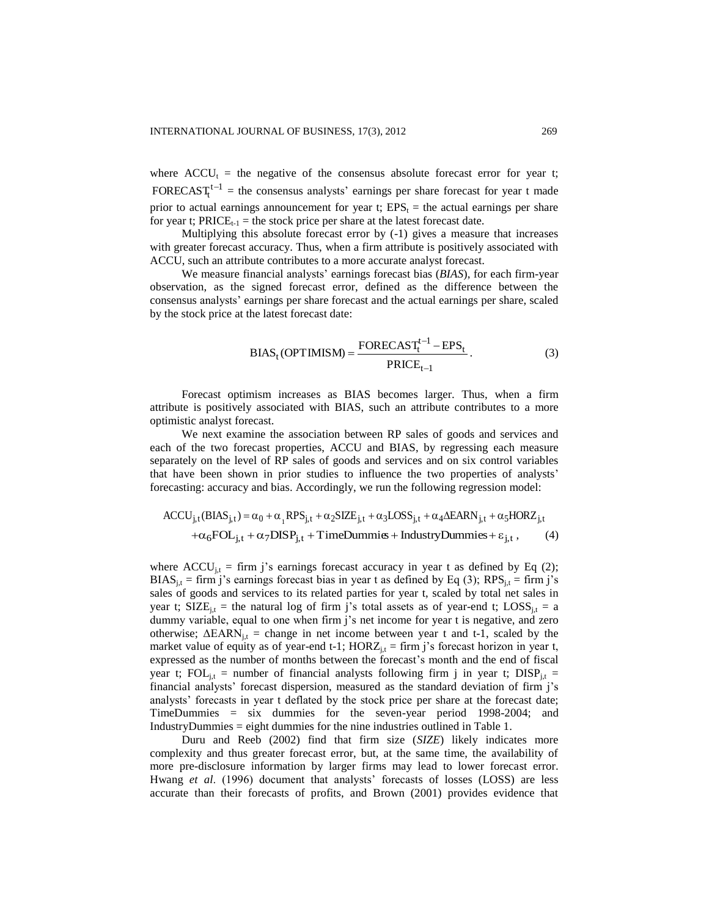where $ACCU_t$ = the negative of the consensus absolute forecast error for year t; $FORECAST_t^{t-1}$ = the consensus analysts' earnings per share forecast for year t made prior to actual earnings announcement for year t; $EPS_t$ = the actual earnings per share for year t; $PRICE_{t-1}$ = the stock price per share at the latest forecast date.

Multiplying this absolute forecast error by (-1) gives a measure that increases with greater forecast accuracy. Thus, when a firm attribute is positively associated with ACCU, such an attribute contributes to a more accurate analyst forecast.

We measure financial analysts' earnings forecast bias (*BIAS*), for each firm-year observation, as the signed forecast error, defined as the difference between the consensus analysts' earnings per share forecast and the actual earnings per share, scaled by the stock price at the latest forecast date:

$$BIAS_t\,(OPTIMISM) = \frac{FORECAST_t^{t-1} - EPS_t}{PRICE_{t-1}}. \tag{3}$$

Forecast optimism increases as BIAS becomes larger. Thus, when a firm attribute is positively associated with BIAS, such an attribute contributes to a more optimistic analyst forecast.

We next examine the association between RP sales of goods and services and each of the two forecast properties, ACCU and BIAS, by regressing each measure separately on the level of RP sales of goods and services and on six control variables that have been shown in prior studies to influence the two properties of analysts' forecasting: accuracy and bias. Accordingly, we run the following regression model:

$$\begin{aligned} ACCU_{j,t}(BIAS_{j,t}) = {} & \alpha_0 + \alpha_1 RPS_{j,t} + \alpha_2 SIZE_{j,t} + \alpha_3 LOSS_{j,t} + \alpha_4 \Delta EARN_{j,t} + \alpha_5 HORZ_{j,t} \\ & + \alpha_6 FOL_{j,t} + \alpha_7 DISP_{j,t} + TimeDummies + IndustryDummies + \varepsilon_{j,t}, \end{aligned} \tag{4}$$

where $ACCU_{j,t}$ = firm j's earnings forecast accuracy in year t as defined by Eq (2); $BIAS_{j,t}$ = firm j's earnings forecast bias in year t as defined by Eq (3); $RPS_{j,t}$ = firm j's sales of goods and services to its related parties for year t, scaled by total net sales in year t; $SIZE_{j,t}$ = the natural log of firm j's total assets as of year-end t; $LOSS_{j,t}$ = a dummy variable, equal to one when firm j's net income for year t is negative, and zero otherwise; $\Delta EARN_{j,t}$ = change in net income between year t and t-1, scaled by the market value of equity as of year-end t-1; $HORZ_{j,t}$ = firm j's forecast horizon in year t, expressed as the number of months between the forecast's month and the end of fiscal year t; $FOL_{j,t}$ = number of financial analysts following firm j in year t; $DISP_{j,t}$ = financial analysts' forecast dispersion, measured as the standard deviation of firm j's analysts' forecasts in year t deflated by the stock price per share at the forecast date; TimeDummies = six dummies for the seven-year period 1998-2004; and IndustryDummies = eight dummies for the nine industries outlined in Table 1.

Duru and Reeb (2002) find that firm size (*SIZE*) likely indicates more complexity and thus greater forecast error, but, at the same time, the availability of more pre-disclosure information by larger firms may lead to lower forecast error. Hwang *et al*. (1996) document that analysts' forecasts of losses (LOSS) are less accurate than their forecasts of profits, and Brown (2001) provides evidence that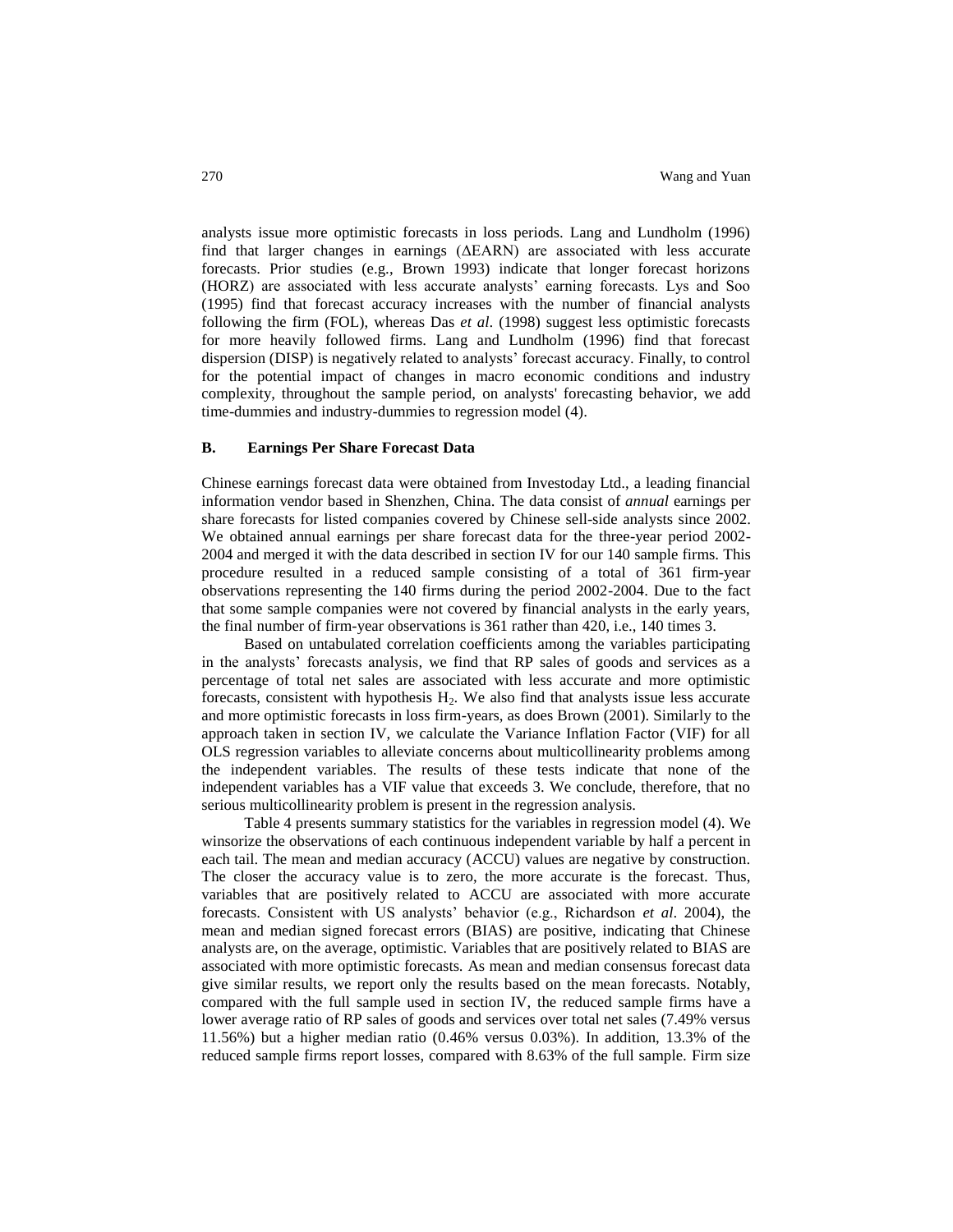analysts issue more optimistic forecasts in loss periods. Lang and Lundholm (1996) find that larger changes in earnings (ΔEARN) are associated with less accurate forecasts. Prior studies (e.g., Brown 1993) indicate that longer forecast horizons (HORZ) are associated with less accurate analysts' earning forecasts. Lys and Soo (1995) find that forecast accuracy increases with the number of financial analysts following the firm (FOL), whereas Das *et al*. (1998) suggest less optimistic forecasts for more heavily followed firms. Lang and Lundholm (1996) find that forecast dispersion (DISP) is negatively related to analysts' forecast accuracy. Finally, to control for the potential impact of changes in macro economic conditions and industry complexity, throughout the sample period, on analysts' forecasting behavior, we add time-dummies and industry-dummies to regression model (4).

### B. Earnings Per Share Forecast Data

Chinese earnings forecast data were obtained from Investoday Ltd., a leading financial information vendor based in Shenzhen, China. The data consist of *annual* earnings per share forecasts for listed companies covered by Chinese sell-side analysts since 2002. We obtained annual earnings per share forecast data for the three-year period 2002-2004 and merged it with the data described in section IV for our 140 sample firms. This procedure resulted in a reduced sample consisting of a total of 361 firm-year observations representing the 140 firms during the period 2002-2004. Due to the fact that some sample companies were not covered by financial analysts in the early years, the final number of firm-year observations is 361 rather than 420, i.e., 140 times 3.

Based on untabulated correlation coefficients among the variables participating in the analysts' forecasts analysis, we find that RP sales of goods and services as a percentage of total net sales are associated with less accurate and more optimistic forecasts, consistent with hypothesis $H_2$. We also find that analysts issue less accurate and more optimistic forecasts in loss firm-years, as does Brown (2001). Similarly to the approach taken in section IV, we calculate the Variance Inflation Factor (VIF) for all OLS regression variables to alleviate concerns about multicollinearity problems among the independent variables. The results of these tests indicate that none of the independent variables has a VIF value that exceeds 3. We conclude, therefore, that no serious multicollinearity problem is present in the regression analysis.

Table 4 presents summary statistics for the variables in regression model (4). We winsorize the observations of each continuous independent variable by half a percent in each tail. The mean and median accuracy (ACCU) values are negative by construction. The closer the accuracy value is to zero, the more accurate is the forecast. Thus, variables that are positively related to ACCU are associated with more accurate forecasts. Consistent with US analysts' behavior (e.g., Richardson *et al*. 2004), the mean and median signed forecast errors (BIAS) are positive, indicating that Chinese analysts are, on the average, optimistic. Variables that are positively related to BIAS are associated with more optimistic forecasts. As mean and median consensus forecast data give similar results, we report only the results based on the mean forecasts. Notably, compared with the full sample used in section IV, the reduced sample firms have a lower average ratio of RP sales of goods and services over total net sales (7.49% versus 11.56%) but a higher median ratio (0.46% versus 0.03%). In addition, 13.3% of the reduced sample firms report losses, compared with 8.63% of the full sample. Firm size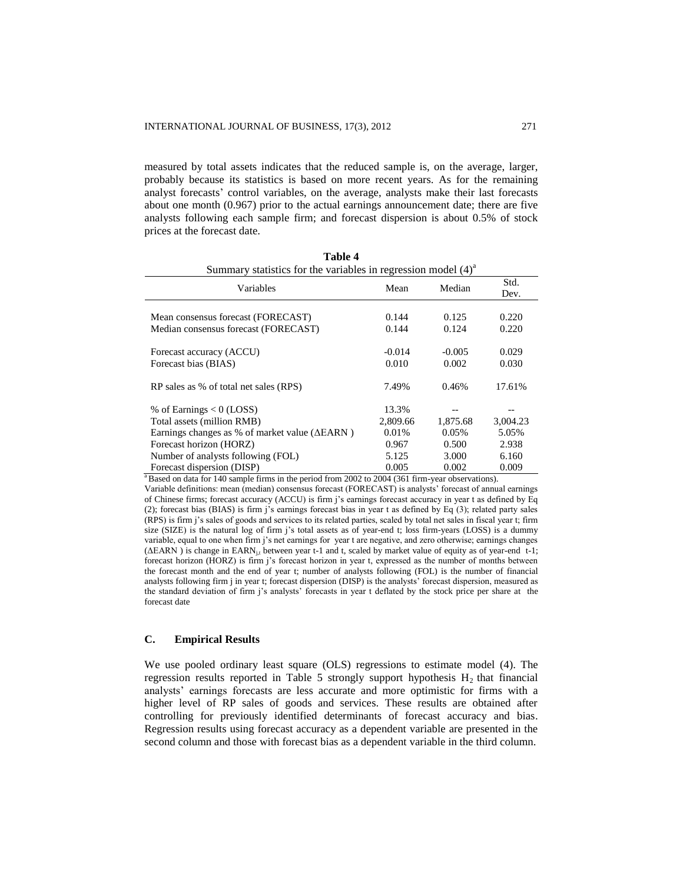measured by total assets indicates that the reduced sample is, on the average, larger, probably because its statistics is based on more recent years. As for the remaining analyst forecasts' control variables, on the average, analysts make their last forecasts about one month (0.967) prior to the actual earnings announcement date; there are five analysts following each sample firm; and forecast dispersion is about 0.5% of stock prices at the forecast date.

**Table 4**

Summary statistics for the variables in regression model (4)[a]

| Variables | Mean | Median | Std. Dev. |
|---|---|---|---|
| Mean consensus forecast (FORECAST) | 0.144 | 0.125 | 0.220 |
| Median consensus forecast (FORECAST) | 0.144 | 0.124 | 0.220 |
| Forecast accuracy (ACCU) | -0.014 | -0.005 | 0.029 |
| Forecast bias (BIAS) | 0.010 | 0.002 | 0.030 |
| RP sales as % of total net sales (RPS) | 7.49% | 0.46% | 17.61% |
| % of Earnings < 0 (LOSS) | 13.3% | -- | -- |
| Total assets (million RMB) | 2,809.66 | 1,875.68 | 3,004.23 |
| Earnings changes as % of market value (ΔEARN ) | 0.01% | 0.05% | 5.05% |
| Forecast horizon (HORZ) | 0.967 | 0.500 | 2.938 |
| Number of analysts following (FOL) | 5.125 | 3.000 | 6.160 |
| Forecast dispersion (DISP) | 0.005 | 0.002 | 0.009 |

[a] Based on data for 140 sample firms in the period from 2002 to 2004 (361 firm-year observations).

Variable definitions: mean (median) consensus forecast (FORECAST) is analysts' forecast of annual earnings of Chinese firms; forecast accuracy (ACCU) is firm j's earnings forecast accuracy in year t as defined by Eq (2); forecast bias (BIAS) is firm j's earnings forecast bias in year t as defined by Eq (3); related party sales (RPS) is firm j's sales of goods and services to its related parties, scaled by total net sales in fiscal year t; firm size (SIZE) is the natural log of firm j's total assets as of year-end t; loss firm-years (LOSS) is a dummy variable, equal to one when firm j's net earnings for year t are negative, and zero otherwise; earnings changes (ΔEARN ) is change in $EARN_{j,t}$ between year t-1 and t, scaled by market value of equity as of year-end t-1; forecast horizon (HORZ) is firm j's forecast horizon in year t, expressed as the number of months between the forecast month and the end of year t; number of analysts following (FOL) is the number of financial analysts following firm j in year t; forecast dispersion (DISP) is the analysts' forecast dispersion, measured as the standard deviation of firm j's analysts' forecasts in year t deflated by the stock price per share at the forecast date

### C. Empirical Results

We use pooled ordinary least square (OLS) regressions to estimate model (4). The regression results reported in Table 5 strongly support hypothesis $H_2$ that financial analysts' earnings forecasts are less accurate and more optimistic for firms with a higher level of RP sales of goods and services. These results are obtained after controlling for previously identified determinants of forecast accuracy and bias. Regression results using forecast accuracy as a dependent variable are presented in the second column and those with forecast bias as a dependent variable in the third column.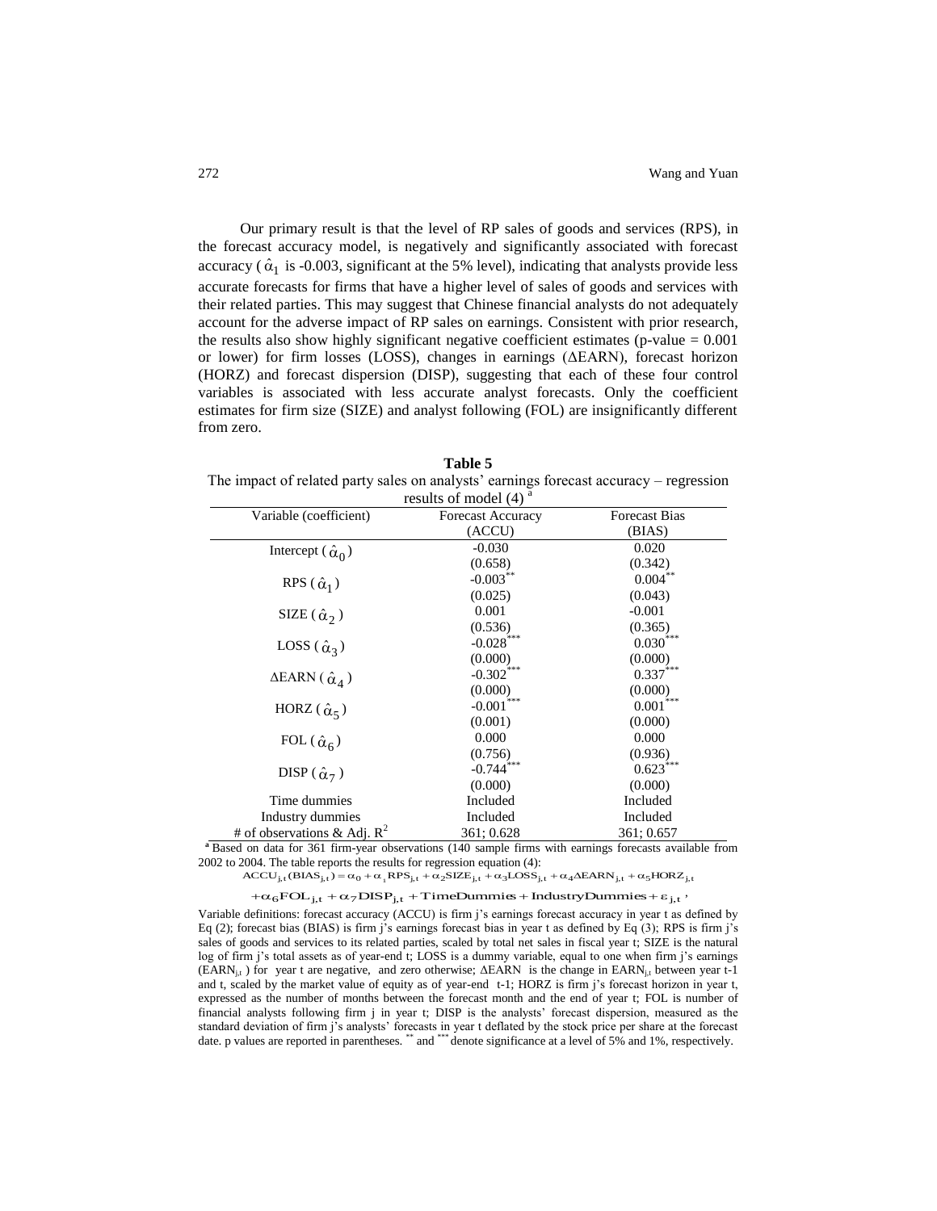Our primary result is that the level of RP sales of goods and services (RPS), in the forecast accuracy model, is negatively and significantly associated with forecast accuracy ($\hat{\alpha}_1$ is -0.003, significant at the 5% level), indicating that analysts provide less accurate forecasts for firms that have a higher level of sales of goods and services with their related parties. This may suggest that Chinese financial analysts do not adequately account for the adverse impact of RP sales on earnings. Consistent with prior research, the results also show highly significant negative coefficient estimates (p-value = 0.001 or lower) for firm losses (LOSS), changes in earnings (ΔEARN), forecast horizon (HORZ) and forecast dispersion (DISP), suggesting that each of these four control variables is associated with less accurate analyst forecasts. Only the coefficient estimates for firm size (SIZE) and analyst following (FOL) are insignificantly different from zero.

**Table 5**

The impact of related party sales on analysts' earnings forecast accuracy – regression results of model (4) [a]

| Variable (coefficient) | Forecast Accuracy (ACCU) | Forecast Bias (BIAS) |
|---|---|---|
| Intercept ($\hat{\alpha}_0$) | -0.030 | 0.020 |
| | (0.658) | (0.342) |
| RPS ($\hat{\alpha}_1$) | -0.003** | 0.004** |
| | (0.025) | (0.043) |
| SIZE ($\hat{\alpha}_2$) | 0.001 | -0.001 |
| | (0.536) | (0.365) |
| LOSS ($\hat{\alpha}_3$) | -0.028*** | 0.030*** |
| | (0.000) | (0.000) |
| ΔEARN ($\hat{\alpha}_4$) | -0.302*** | 0.337*** |
| | (0.000) | (0.000) |
| HORZ ($\hat{\alpha}_5$) | -0.001*** | 0.001*** |
| | (0.001) | (0.000) |
| FOL ($\hat{\alpha}_6$) | 0.000 | 0.000 |
| | (0.756) | (0.936) |
| DISP ($\hat{\alpha}_7$) | -0.744*** | 0.623*** |
| | (0.000) | (0.000) |
| Time dummies | Included | Included |
| Industry dummies | Included | Included |
| # of observations & Adj. $R^2$ | 361; 0.628 | 361; 0.657 |

[a] Based on data for 361 firm-year observations (140 sample firms with earnings forecasts available from 2002 to 2004. The table reports the results for regression equation (4):

$$ACCU_{j,t}(BIAS_{j,t}) = \alpha_0 + \alpha_1 RPS_{j,t} + \alpha_2 SIZE_{j,t} + \alpha_3 LOSS_{j,t} + \alpha_4 \Delta EARN_{j,t} + \alpha_5 HORZ_{j,t}$$

$$+ \alpha_6 FOL_{j,t} + \alpha_7 DISP_{j,t} + TimeDummies + IndustryDummies + \varepsilon_{j,t},$$

Variable definitions: forecast accuracy (ACCU) is firm j's earnings forecast accuracy in year t as defined by Eq (2); forecast bias (BIAS) is firm j's earnings forecast bias in year t as defined by Eq (3); RPS is firm j's sales of goods and services to its related parties, scaled by total net sales in fiscal year t; SIZE is the natural log of firm j's total assets as of year-end t; LOSS is a dummy variable, equal to one when firm j's earnings ($EARN_{j,t}$) for year t are negative, and zero otherwise; ΔEARN is the change in $EARN_{j,t}$ between year t-1 and t, scaled by the market value of equity as of year-end t-1; HORZ is firm j's forecast horizon in year t, expressed as the number of months between the forecast month and the end of year t; FOL is number of financial analysts following firm j in year t; DISP is the analysts' forecast dispersion, measured as the standard deviation of firm j's analysts' forecasts in year t deflated by the stock price per share at the forecast date. p values are reported in parentheses. ** and *** denote significance at a level of 5% and 1%, respectively.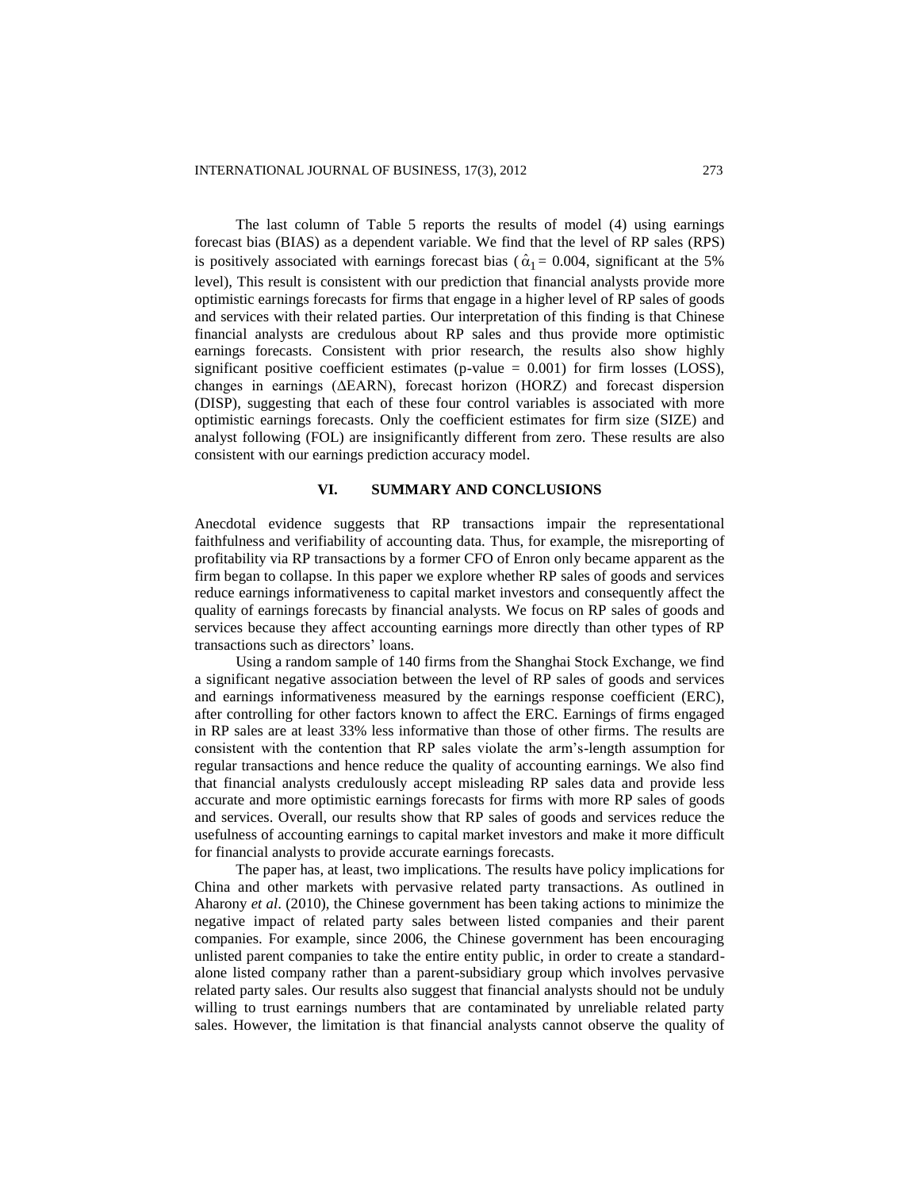The last column of Table 5 reports the results of model (4) using earnings forecast bias (BIAS) as a dependent variable. We find that the level of RP sales (RPS) is positively associated with earnings forecast bias ( $\hat{\alpha}_1 = 0.004$, significant at the 5% level), This result is consistent with our prediction that financial analysts provide more optimistic earnings forecasts for firms that engage in a higher level of RP sales of goods and services with their related parties. Our interpretation of this finding is that Chinese financial analysts are credulous about RP sales and thus provide more optimistic earnings forecasts. Consistent with prior research, the results also show highly significant positive coefficient estimates (p-value = 0.001) for firm losses (LOSS), changes in earnings (ΔEARN), forecast horizon (HORZ) and forecast dispersion (DISP), suggesting that each of these four control variables is associated with more optimistic earnings forecasts. Only the coefficient estimates for firm size (SIZE) and analyst following (FOL) are insignificantly different from zero. These results are also consistent with our earnings prediction accuracy model.

## VI. SUMMARY AND CONCLUSIONS

Anecdotal evidence suggests that RP transactions impair the representational faithfulness and verifiability of accounting data. Thus, for example, the misreporting of profitability via RP transactions by a former CFO of Enron only became apparent as the firm began to collapse. In this paper we explore whether RP sales of goods and services reduce earnings informativeness to capital market investors and consequently affect the quality of earnings forecasts by financial analysts. We focus on RP sales of goods and services because they affect accounting earnings more directly than other types of RP transactions such as directors' loans.

Using a random sample of 140 firms from the Shanghai Stock Exchange, we find a significant negative association between the level of RP sales of goods and services and earnings informativeness measured by the earnings response coefficient (ERC), after controlling for other factors known to affect the ERC. Earnings of firms engaged in RP sales are at least 33% less informative than those of other firms. The results are consistent with the contention that RP sales violate the arm's-length assumption for regular transactions and hence reduce the quality of accounting earnings. We also find that financial analysts credulously accept misleading RP sales data and provide less accurate and more optimistic earnings forecasts for firms with more RP sales of goods and services. Overall, our results show that RP sales of goods and services reduce the usefulness of accounting earnings to capital market investors and make it more difficult for financial analysts to provide accurate earnings forecasts.

The paper has, at least, two implications. The results have policy implications for China and other markets with pervasive related party transactions. As outlined in Aharony *et al*. (2010), the Chinese government has been taking actions to minimize the negative impact of related party sales between listed companies and their parent companies. For example, since 2006, the Chinese government has been encouraging unlisted parent companies to take the entire entity public, in order to create a standard-alone listed company rather than a parent-subsidiary group which involves pervasive related party sales. Our results also suggest that financial analysts should not be unduly willing to trust earnings numbers that are contaminated by unreliable related party sales. However, the limitation is that financial analysts cannot observe the quality of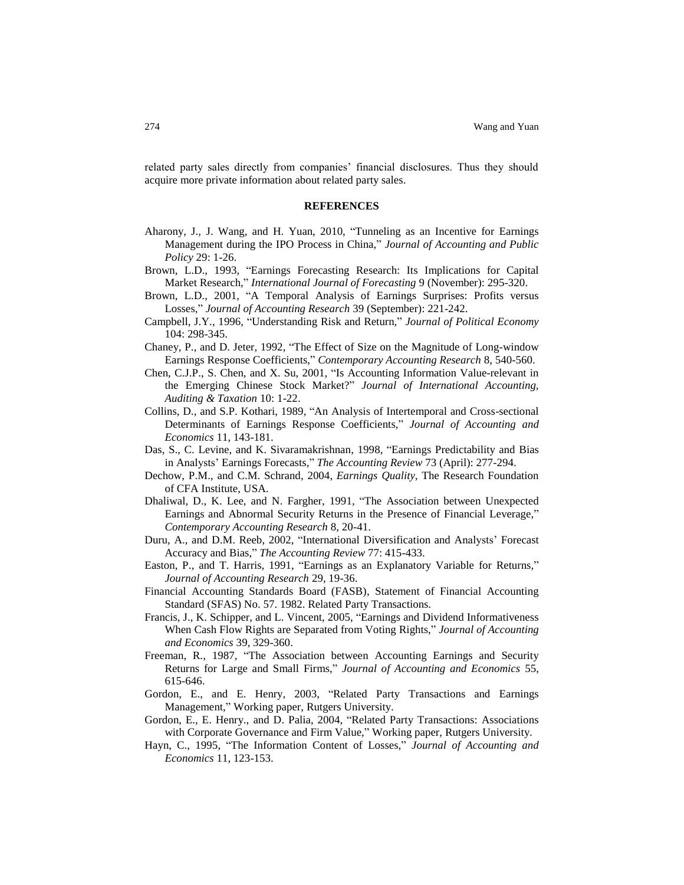related party sales directly from companies' financial disclosures. Thus they should acquire more private information about related party sales.

## REFERENCES

Aharony, J., J. Wang, and H. Yuan, 2010, "Tunneling as an Incentive for Earnings Management during the IPO Process in China," *Journal of Accounting and Public Policy* 29: 1-26.

Brown, L.D., 1993, "Earnings Forecasting Research: Its Implications for Capital Market Research," *International Journal of Forecasting* 9 (November): 295-320.

Brown, L.D., 2001, "A Temporal Analysis of Earnings Surprises: Profits versus Losses," *Journal of Accounting Research* 39 (September): 221-242.

Campbell, J.Y., 1996, "Understanding Risk and Return," *Journal of Political Economy* 104: 298-345.

Chaney, P., and D. Jeter, 1992, "The Effect of Size on the Magnitude of Long-window Earnings Response Coefficients," *Contemporary Accounting Research* 8, 540-560.

Chen, C.J.P., S. Chen, and X. Su, 2001, "Is Accounting Information Value-relevant in the Emerging Chinese Stock Market?" *Journal of International Accounting, Auditing & Taxation* 10: 1-22.

Collins, D., and S.P. Kothari, 1989, "An Analysis of Intertemporal and Cross-sectional Determinants of Earnings Response Coefficients," *Journal of Accounting and Economics* 11, 143-181.

Das, S., C. Levine, and K. Sivaramakrishnan, 1998, "Earnings Predictability and Bias in Analysts' Earnings Forecasts," *The Accounting Review* 73 (April): 277-294.

Dechow, P.M., and C.M. Schrand, 2004, *Earnings Quality*, The Research Foundation of CFA Institute, USA.

Dhaliwal, D., K. Lee, and N. Fargher, 1991, "The Association between Unexpected Earnings and Abnormal Security Returns in the Presence of Financial Leverage," *Contemporary Accounting Research* 8, 20-41.

Duru, A., and D.M. Reeb, 2002, "International Diversification and Analysts' Forecast Accuracy and Bias," *The Accounting Review* 77: 415-433.

Easton, P., and T. Harris, 1991, "Earnings as an Explanatory Variable for Returns," *Journal of Accounting Research* 29, 19-36.

Financial Accounting Standards Board (FASB), Statement of Financial Accounting Standard (SFAS) No. 57. 1982. Related Party Transactions.

Francis, J., K. Schipper, and L. Vincent, 2005, "Earnings and Dividend Informativeness When Cash Flow Rights are Separated from Voting Rights," *Journal of Accounting and Economics* 39, 329-360.

Freeman, R., 1987, "The Association between Accounting Earnings and Security Returns for Large and Small Firms," *Journal of Accounting and Economics* 55, 615-646.

Gordon, E., and E. Henry, 2003, "Related Party Transactions and Earnings Management," Working paper, Rutgers University.

Gordon, E., E. Henry., and D. Palia, 2004, "Related Party Transactions: Associations with Corporate Governance and Firm Value," Working paper, Rutgers University.

Hayn, C., 1995, "The Information Content of Losses," *Journal of Accounting and Economics* 11, 123-153.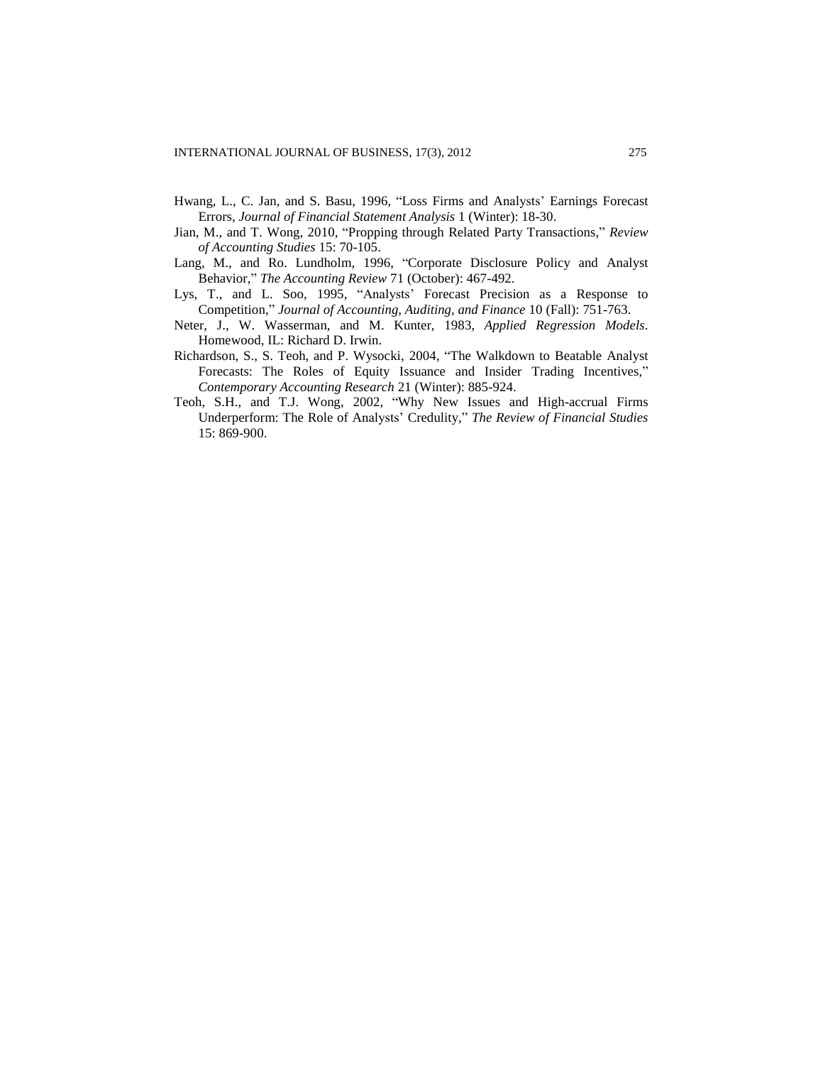Hwang, L., C. Jan, and S. Basu, 1996, "Loss Firms and Analysts' Earnings Forecast Errors, *Journal of Financial Statement Analysis* 1 (Winter): 18-30.

Jian, M., and T. Wong, 2010, "Propping through Related Party Transactions," *Review of Accounting Studies* 15: 70-105.

Lang, M., and Ro. Lundholm, 1996, "Corporate Disclosure Policy and Analyst Behavior," *The Accounting Review* 71 (October): 467-492.

Lys, T., and L. Soo, 1995, "Analysts' Forecast Precision as a Response to Competition," *Journal of Accounting, Auditing, and Finance* 10 (Fall): 751-763.

Neter, J., W. Wasserman, and M. Kunter, 1983, *Applied Regression Models*. Homewood, IL: Richard D. Irwin.

Richardson, S., S. Teoh, and P. Wysocki, 2004, "The Walkdown to Beatable Analyst Forecasts: The Roles of Equity Issuance and Insider Trading Incentives," *Contemporary Accounting Research* 21 (Winter): 885-924.

Teoh, S.H., and T.J. Wong, 2002, "Why New Issues and High-accrual Firms Underperform: The Role of Analysts' Credulity," *The Review of Financial Studies* 15: 869-900.